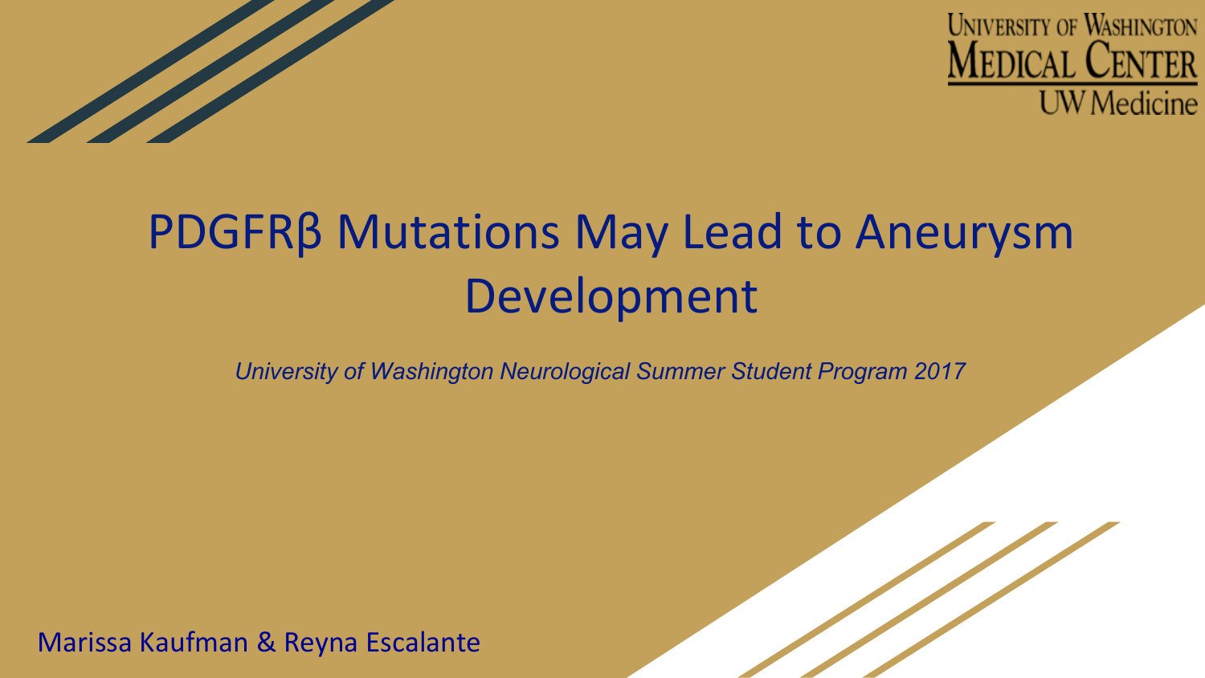UNIVERSITY OF WASHINGTON
MEDICAL CENTER
UW Medicine

# PDGFRβ Mutations May Lead to Aneurysm Development

*University of Washington Neurological Summer Student Program 2017*

Marissa Kaufman & Reyna Escalante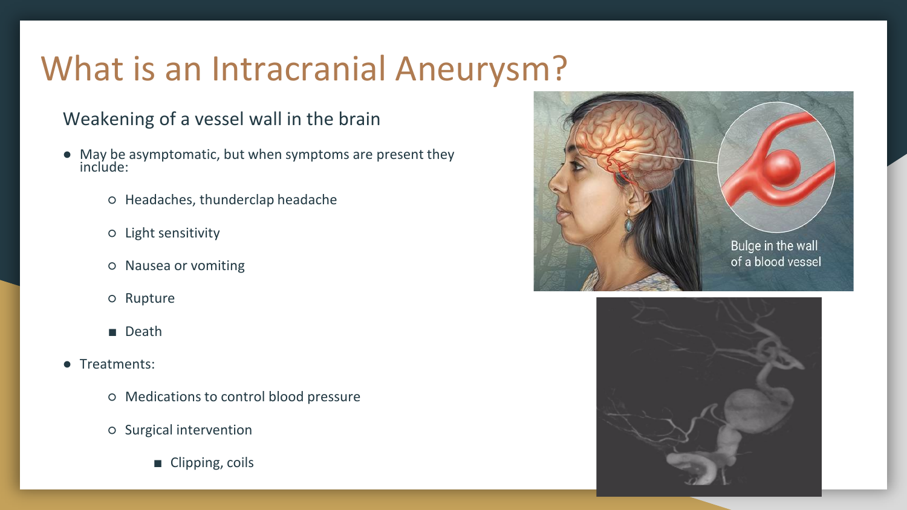# What is an Intracranial Aneurysm?

Weakening of a vessel wall in the brain

- May be asymptomatic, but when symptoms are present they include:
  - Headaches, thunderclap headache
  - Light sensitivity
  - Nausea or vomiting
  - Rupture
    - Death
- Treatments:
  - Medications to control blood pressure
  - Surgical intervention
    - Clipping, coils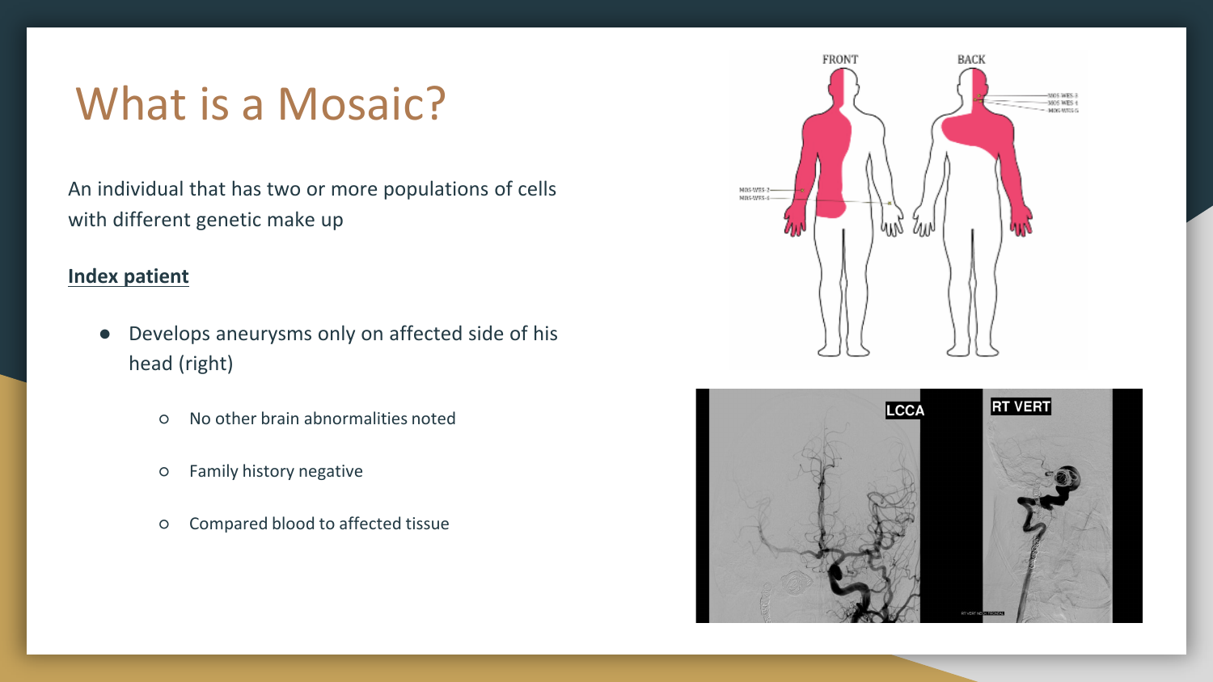# What is a Mosaic?

An individual that has two or more populations of cells with different genetic make up

**Index patient**

- Develops aneurysms only on affected side of his head (right)
  - No other brain abnormalities noted
  - Family history negative
  - Compared blood to affected tissue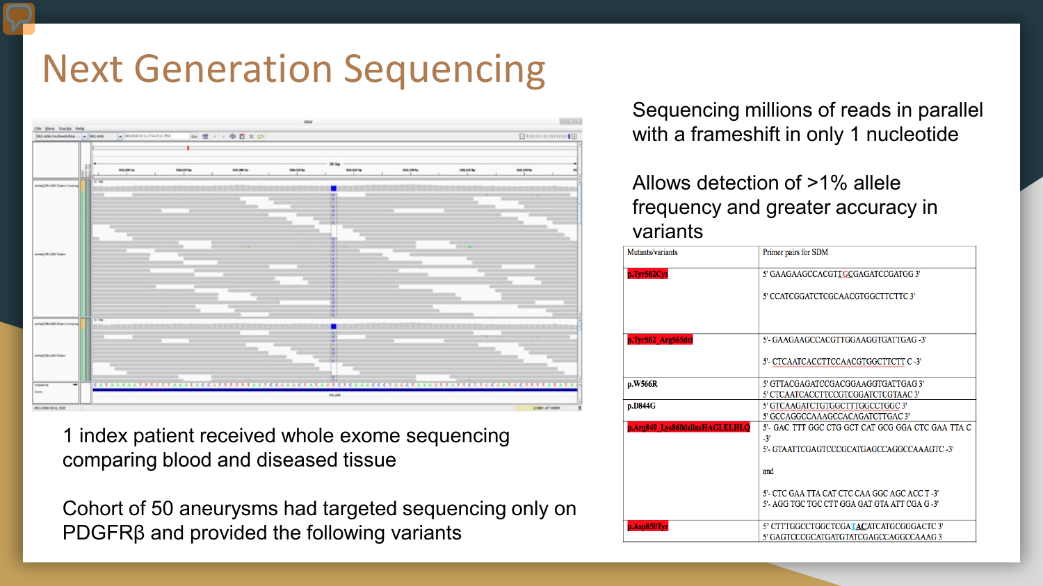# Next Generation Sequencing

Sequencing millions of reads in parallel with a frameshift in only 1 nucleotide

Allows detection of >1% allele frequency and greater accuracy in variants

| Mutants/variants | Primer pairs for SDM |
|---|---|
| p.Tyr562Cys | 5' GAAGAAGCCACGTTGCGAGATCCGATGG 3'<br>5' CCATCGGATCTCGCAACGTGGCTTCTTC 3' |
| p.Tyr562_Arg565del | 5'- GAAGAAGCCACGTTGGAAGGTGATTGAG -3'<br>5'- CTCAATCACCTTCCAACGTGGCTTCTT C -3' |
| p.W566R | 5' GTTACGAGATCCGACGGAAGGTGATTGAG 3'<br>5' CTCAATCACCTTCCGTCGGATCTCGTAAC 3' |
| p.D844G | 5' GTCAAGATCTGTGGCTTTGGCCTGGC 3'<br>5' GCCAGGCCAAAGCCACAGATCTTGAC 3' |
| p.Arg849_Lys860delinsHAGLELHLQ | 5'- GAC TTT GGC CTG GCT CAT GCG GGA CTC GAA TTA C -3'<br>5'- GTAATTCGAGTCCCGCATGAGCCAGGCCAAAGTC -3'<br>and<br>5'- CTC GAA TTA CAT CTC CAA GGC AGC ACC T -3'<br>5'- AGG TGC TGC CTT GGA GAT GTA ATT CGA G -3' |
| p.Asp850Tyr | 5' CTTTGGCCTGGCTCGATACATCATGCGGGACTC 3'<br>5' GAGTCCCGCATGATGTATCGAGCCAGGCCAAAG 3 |

1 index patient received whole exome sequencing comparing blood and diseased tissue

Cohort of 50 aneurysms had targeted sequencing only on PDGFRβ and provided the following variants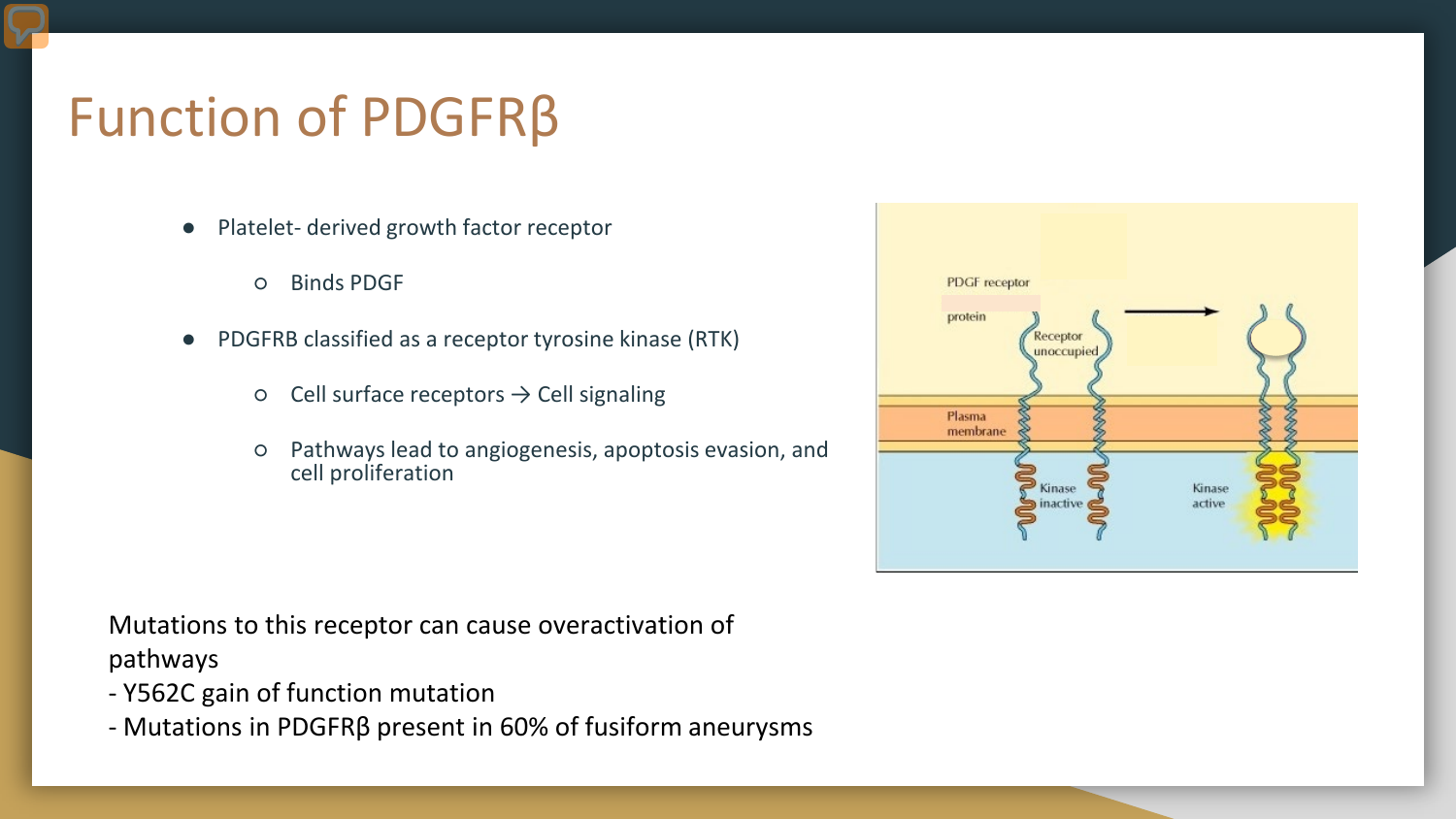# Function of PDGFRβ

- Platelet- derived growth factor receptor
  - Binds PDGF
- PDGFRB classified as a receptor tyrosine kinase (RTK)
  - Cell surface receptors → Cell signaling
  - Pathways lead to angiogenesis, apoptosis evasion, and cell proliferation

Mutations to this receptor can cause overactivation of pathways
- Y562C gain of function mutation
- Mutations in PDGFRβ present in 60% of fusiform aneurysms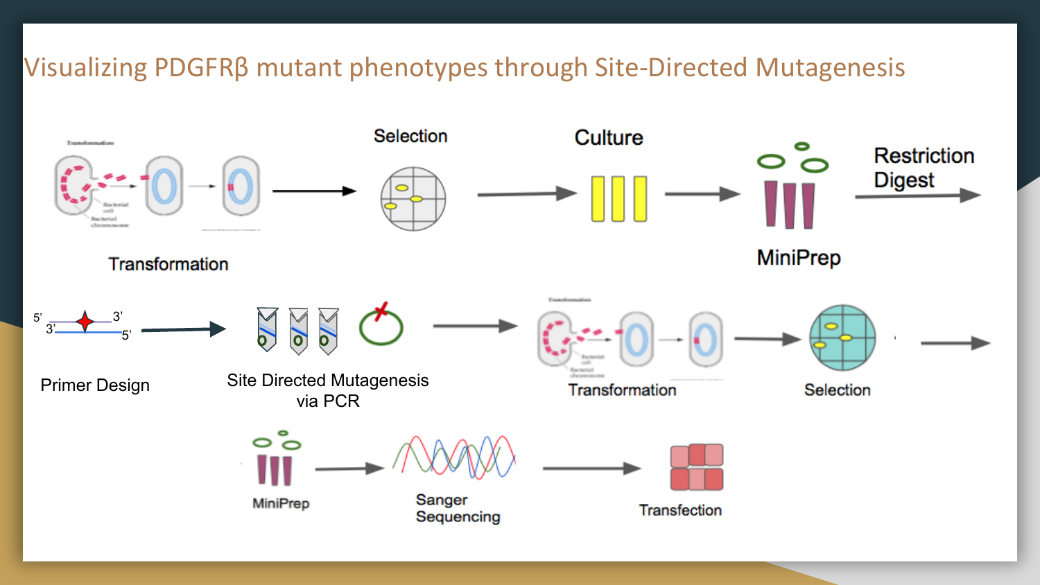# Visualizing PDGFRβ mutant phenotypes through Site-Directed Mutagenesis

Transformation → Selection → Culture → MiniPrep → Restriction Digest →

Primer Design → Site Directed Mutagenesis via PCR → Transformation → Selection →

MiniPrep → Sanger Sequencing → Transfection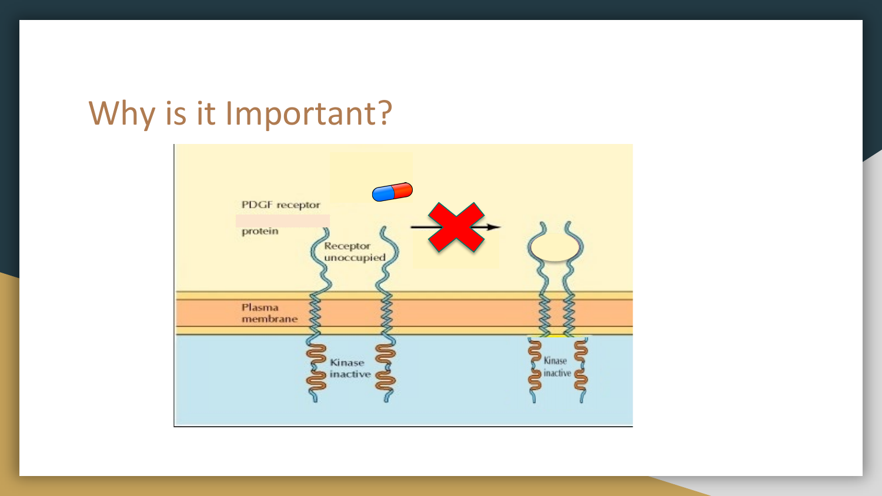# Why is it Important?

PDGF receptor

protein

Receptor unoccupied

Plasma membrane

Kinase inactive

Kinase inactive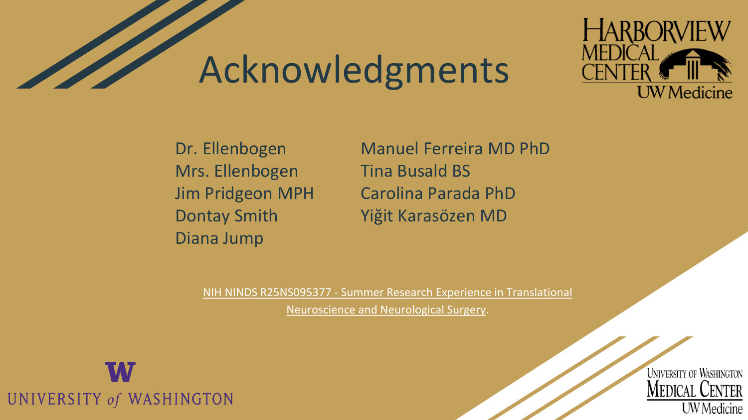# Acknowledgments

HARBORVIEW MEDICAL CENTER
UW Medicine

Dr. Ellenbogen
Mrs. Ellenbogen
Jim Pridgeon MPH
Dontay Smith
Diana Jump

Manuel Ferreira MD PhD
Tina Busald BS
Carolina Parada PhD
Yiğit Karasözen MD

NIH NINDS R25NS095377 - Summer Research Experience in Translational Neuroscience and Neurological Surgery.

UNIVERSITY of WASHINGTON

UNIVERSITY OF WASHINGTON MEDICAL CENTER
UW Medicine